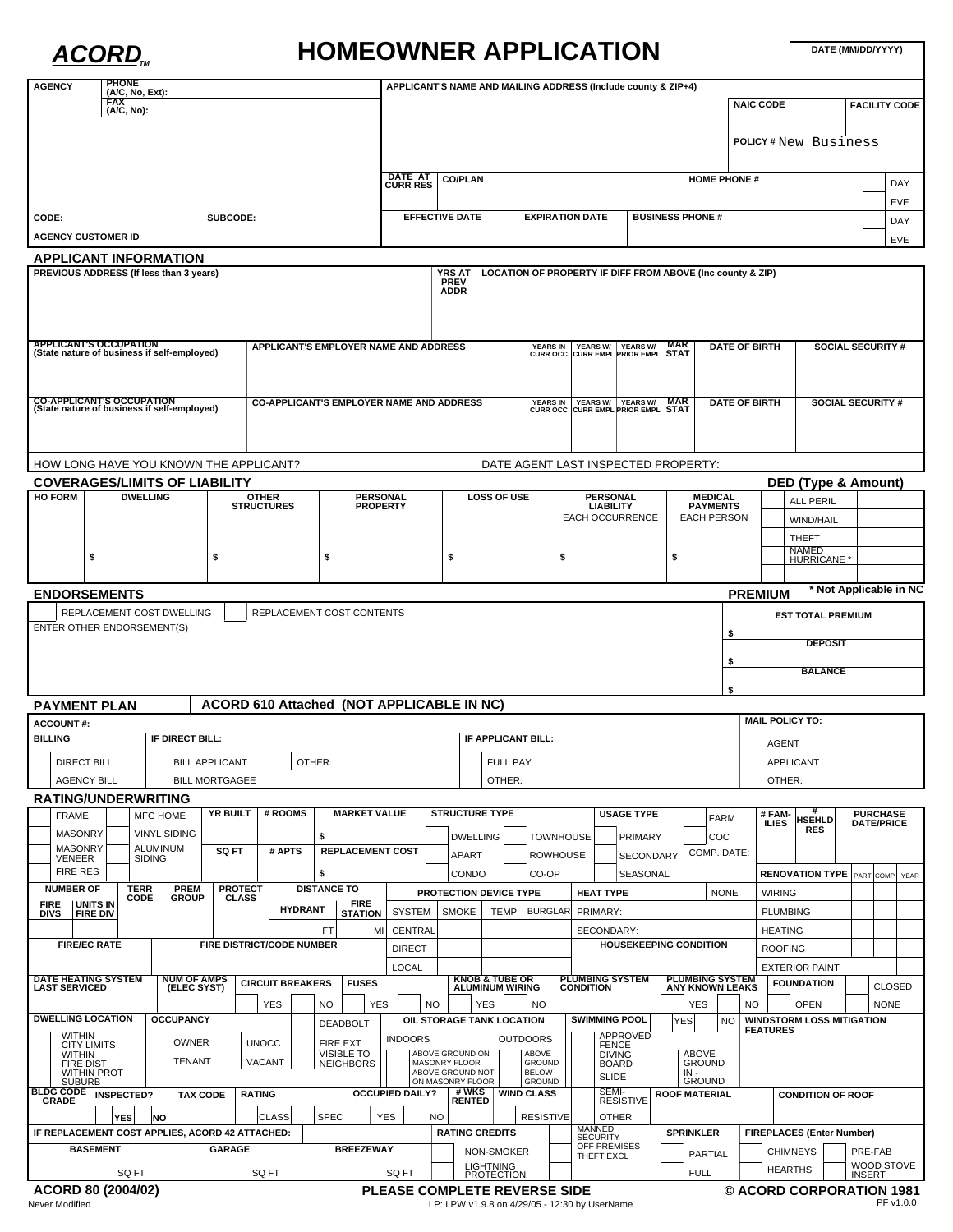# ACORD™ HOMEOWNER APPLICATION

DATE (MM/DD/YYYY)

| AGENCY | PHONE (A/C, No, Ext): FAX (A/C, No): | APPLICANT'S NAME AND MAILING ADDRESS (Include county & ZIP+4) | |
|---|---|---|---|
| | | NAIC CODE | FACILITY CODE |
| | | POLICY # New Business | |
| | | DATE AT CURR RES / CO/PLAN | HOME PHONE # DAY / EVE |
| CODE: | SUBCODE: | EFFECTIVE DATE / EXPIRATION DATE | BUSINESS PHONE # DAY / EVE |
| AGENCY CUSTOMER ID | | | |

## APPLICANT INFORMATION

| PREVIOUS ADDRESS (If less than 3 years) | YRS AT PREV ADDR | LOCATION OF PROPERTY IF DIFF FROM ABOVE (Inc county & ZIP) |
|---|---|---|
| | | |

| APPLICANT'S OCCUPATION (State nature of business if self-employed) | APPLICANT'S EMPLOYER NAME AND ADDRESS | YEARS IN CURR OCC | YEARS W/ CURR EMPL | YEARS W/ PRIOR EMPL | MAR STAT | DATE OF BIRTH | SOCIAL SECURITY # |
|---|---|---|---|---|---|---|---|
| | | | | | | | |

| CO-APPLICANT'S OCCUPATION (State nature of business if self-employed) | CO-APPLICANT'S EMPLOYER NAME AND ADDRESS | YEARS IN CURR OCC | YEARS W/ CURR EMPL | YEARS W/ PRIOR EMPL | MAR STAT | DATE OF BIRTH | SOCIAL SECURITY # |
|---|---|---|---|---|---|---|---|
| | | | | | | | |

HOW LONG HAVE YOU KNOWN THE APPLICANT? DATE AGENT LAST INSPECTED PROPERTY:

## COVERAGES/LIMITS OF LIABILITY

| HO FORM | DWELLING | OTHER STRUCTURES | PERSONAL PROPERTY | LOSS OF USE | PERSONAL LIABILITY EACH OCCURRENCE | MEDICAL PAYMENTS EACH PERSON | DED (Type & Amount) | |
|---|---|---|---|---|---|---|---|---|
| | | | | | | | ALL PERIL | |
| | | | | | | | WIND/HAIL | |
| | | | | | | | THEFT | |
| | $ | $ | $ | $ | $ | $ | NAMED HURRICANE * | |

\* Not Applicable in NC

## ENDORSEMENTS

| Endorsements | PREMIUM |
|---|---|
| ☐ REPLACEMENT COST DWELLING ☐ REPLACEMENT COST CONTENTS | EST TOTAL PREMIUM $ |
| ENTER OTHER ENDORSEMENT(S) | DEPOSIT $ |
| | BALANCE $ |

## PAYMENT PLAN ☐ ACORD 610 Attached (NOT APPLICABLE IN NC)

ACCOUNT #:

| BILLING | IF DIRECT BILL: | IF APPLICANT BILL: | MAIL POLICY TO: |
|---|---|---|---|
| ☐ DIRECT BILL | ☐ BILL APPLICANT ☐ OTHER: | ☐ FULL PAY | ☐ AGENT |
| ☐ AGENCY BILL | ☐ BILL MORTGAGEE | ☐ OTHER: | ☐ APPLICANT |
| | | | ☐ OTHER: |

## RATING/UNDERWRITING

| Construction | YR BUILT | # ROOMS | MARKET VALUE | STRUCTURE TYPE | USAGE TYPE | | # FAMILIES | # HSEHLD RES | PURCHASE DATE/PRICE |
|---|---|---|---|---|---|---|---|---|---|
| ☐ FRAME ☐ MFG HOME | | | $ | ☐ DWELLING ☐ TOWNHOUSE | ☐ PRIMARY | ☐ FARM | | | |
| ☐ MASONRY ☐ VINYL SIDING | SQ FT | # APTS | REPLACEMENT COST | ☐ APART ☐ ROWHOUSE | ☐ SECONDARY | ☐ COC | | | |
| ☐ MASONRY VENEER ☐ ALUMINUM SIDING | | | $ | ☐ CONDO ☐ CO-OP | ☐ SEASONAL | COMP. DATE: | | | |
| ☐ FIRE RES | | | | | | | | | |

| NUMBER OF FIRE DIVS | UNITS IN FIRE DIV | TERR CODE | PREM GROUP | PROTECT CLASS | DISTANCE TO HYDRANT | DISTANCE TO FIRE STATION |
|---|---|---|---|---|---|---|
| | | | | | FT | MI |

| FIRE/EC RATE | FIRE DISTRICT/CODE NUMBER |
|---|---|
| | |

| PROTECTION DEVICE TYPE | SYSTEM | SMOKE | TEMP | BURGLAR |
|---|---|---|---|---|
| | CENTRAL | | | |
| | DIRECT | | | |
| | LOCAL | | | |

| HEAT TYPE | ☐ NONE |
|---|---|
| PRIMARY: | |
| SECONDARY: | |

HOUSEKEEPING CONDITION

| RENOVATION TYPE | PART | COMP | YEAR |
|---|---|---|---|
| WIRING | | | |
| PLUMBING | | | |
| HEATING | | | |
| ROOFING | | | |
| EXTERIOR PAINT | | | |

| DATE HEATING SYSTEM LAST SERVICED | NUM OF AMPS (ELEC SYST) | CIRCUIT BREAKERS | FUSES | KNOB & TUBE OR ALUMINUM WIRING | PLUMBING SYSTEM CONDITION | PLUMBING SYSTEM ANY KNOWN LEAKS | FOUNDATION |
|---|---|---|---|---|---|---|---|
| | | ☐ YES ☐ NO | ☐ YES ☐ NO | ☐ YES ☐ NO | | ☐ YES ☐ NO | ☐ CLOSED ☐ OPEN ☐ NONE |

| DWELLING LOCATION | OCCUPANCY | | OIL STORAGE TANK LOCATION | SWIMMING POOL ☐ YES ☐ NO | WINDSTORM LOSS MITIGATION FEATURES |
|---|---|---|---|---|---|
| ☐ WITHIN CITY LIMITS | ☐ OWNER ☐ UNOCC | ☐ DEADBOLT | ☐ INDOORS ☐ OUTDOORS | ☐ APPROVED FENCE | |
| ☐ WITHIN FIRE DIST | ☐ TENANT ☐ VACANT | ☐ FIRE EXT | ☐ ABOVE GROUND ON MASONRY FLOOR ☐ ABOVE GROUND | ☐ DIVING BOARD ☐ ABOVE GROUND | |
| ☐ WITHIN PROT SUBURB | | ☐ VISIBLE TO NEIGHBORS | ☐ ABOVE GROUND NOT ON MASONRY FLOOR ☐ BELOW GROUND | ☐ SLIDE ☐ IN-GROUND | |

| BLDG CODE GRADE | INSPECTED? | TAX CODE | RATING | OCCUPIED DAILY? | # WKS RENTED | WIND CLASS | ROOF MATERIAL | CONDITION OF ROOF |
|---|---|---|---|---|---|---|---|---|
| | ☐ YES ☐ NO | | ☐ CLASS ☐ SPEC | ☐ YES ☐ NO | | ☐ RESISTIVE ☐ SEMI-RESISTIVE ☐ OTHER | | |

| IF REPLACEMENT COST APPLIES, ACORD 42 ATTACHED: ☐ | RATING CREDITS | | SPRINKLER | FIREPLACES (Enter Number) |
|---|---|---|---|---|
| BASEMENT SQ FT / GARAGE SQ FT / BREEZEWAY SQ FT | ☐ NON-SMOKER | ☐ MANNED SECURITY | ☐ PARTIAL | CHIMNEYS / PRE-FAB |
| | ☐ LIGHTNING PROTECTION | ☐ OFF PREMISES THEFT EXCL | ☐ FULL | HEARTHS / WOOD STOVE INSERT |

ACORD 80 (2004/02) PLEASE COMPLETE REVERSE SIDE © ACORD CORPORATION 1981

Never Modified LP: LPW v1.9.8 on 4/29/05 - 12:30 by UserName PF v1.0.0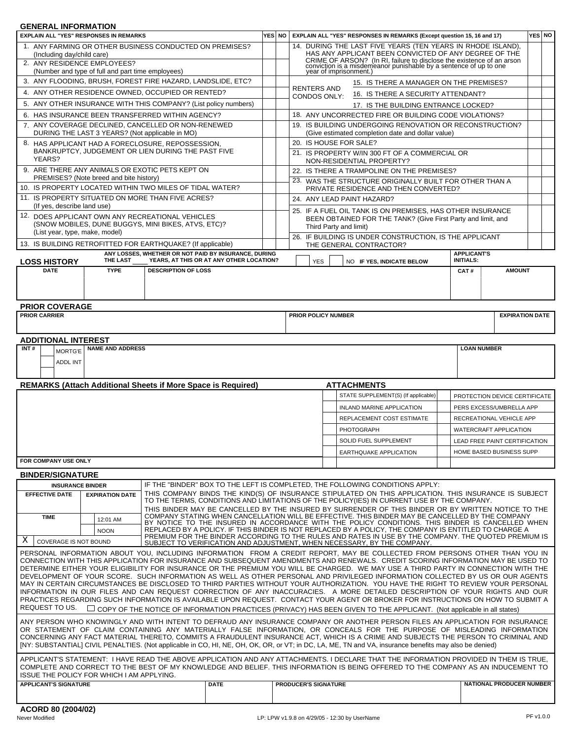## GENERAL INFORMATION

| EXPLAIN ALL "YES" RESPONSES IN REMARKS | YES | NO | EXPLAIN ALL "YES" RESPONSES IN REMARKS (Except question 15, 16 and 17) | YES | NO |
|---|---|---|---|---|---|
| 1. ANY FARMING OR OTHER BUSINESS CONDUCTED ON PREMISES? (Including day/child care) | | | 14. DURING THE LAST FIVE YEARS (TEN YEARS IN RHODE ISLAND), HAS ANY APPLICANT BEEN CONVICTED OF ANY DEGREE OF THE CRIME OF ARSON? (In RI, failure to disclose the existence of an arson conviction is a misdemeanor punishable by a sentence of up to one year of imprisonment.) | | |
| 2. ANY RESIDENCE EMPLOYEES? (Number and type of full and part time employees) | | | | | |
| 3. ANY FLOODING, BRUSH, FOREST FIRE HAZARD, LANDSLIDE, ETC? | | | RENTERS AND CONDOS ONLY: 15. IS THERE A MANAGER ON THE PREMISES? | | |
| 4. ANY OTHER RESIDENCE OWNED, OCCUPIED OR RENTED? | | | 16. IS THERE A SECURITY ATTENDANT? | | |
| 5. ANY OTHER INSURANCE WITH THIS COMPANY? (List policy numbers) | | | 17. IS THE BUILDING ENTRANCE LOCKED? | | |
| 6. HAS INSURANCE BEEN TRANSFERRED WITHIN AGENCY? | | | 18. ANY UNCORRECTED FIRE OR BUILDING CODE VIOLATIONS? | | |
| 7. ANY COVERAGE DECLINED, CANCELLED OR NON-RENEWED DURING THE LAST 3 YEARS? (Not applicable in MO) | | | 19. IS BUILDING UNDERGOING RENOVATION OR RECONSTRUCTION? (Give estimated completion date and dollar value) | | |
| 8. HAS APPLICANT HAD A FORECLOSURE, REPOSSESSION, BANKRUPTCY, JUDGEMENT OR LIEN DURING THE PAST FIVE YEARS? | | | 20. IS HOUSE FOR SALE? | | |
| | | | 21. IS PROPERTY W/IN 300 FT OF A COMMERCIAL OR NON-RESIDENTIAL PROPERTY? | | |
| 9. ARE THERE ANY ANIMALS OR EXOTIC PETS KEPT ON PREMISES? (Note breed and bite history) | | | 22. IS THERE A TRAMPOLINE ON THE PREMISES? | | |
| 10. IS PROPERTY LOCATED WITHIN TWO MILES OF TIDAL WATER? | | | 23. WAS THE STRUCTURE ORIGINALLY BUILT FOR OTHER THAN A PRIVATE RESIDENCE AND THEN CONVERTED? | | |
| 11. IS PROPERTY SITUATED ON MORE THAN FIVE ACRES? (If yes, describe land use) | | | 24. ANY LEAD PAINT HAZARD? | | |
| 12. DOES APPLICANT OWN ANY RECREATIONAL VEHICLES (SNOW MOBILES, DUNE BUGGYS, MINI BIKES, ATVS, ETC)? (List year, type, make, model) | | | 25. IF A FUEL OIL TANK IS ON PREMISES, HAS OTHER INSURANCE BEEN OBTAINED FOR THE TANK? (Give First Party and limit, and Third Party and limit) | | |
| 13. IS BUILDING RETROFITTED FOR EARTHQUAKE? (If applicable) | | | 26. IF BUILDING IS UNDER CONSTRUCTION, IS THE APPLICANT THE GENERAL CONTRACTOR? | | |

## LOSS HISTORY

ANY LOSSES, WHETHER OR NOT PAID BY INSURANCE, DURING THE LAST ____ YEARS, AT THIS OR AT ANY OTHER LOCATION? ☐ YES ☐ NO IF YES, INDICATE BELOW — APPLICANT'S INITIALS:

| DATE | TYPE | DESCRIPTION OF LOSS | CAT # | AMOUNT |
|---|---|---|---|---|
| | | | | |

## PRIOR COVERAGE

| PRIOR CARRIER | PRIOR POLICY NUMBER | EXPIRATION DATE |
|---|---|---|
| | | |

## ADDITIONAL INTEREST

| INT # | | | NAME AND ADDRESS | LOAN NUMBER |
|---|---|---|---|---|
| | | MORTG'E | | |
| | | ADDL INT | | |

## REMARKS (Attach Additional Sheets if More Space is Required)

FOR COMPANY USE ONLY

## ATTACHMENTS

| | | | |
|---|---|---|---|
| | STATE SUPPLEMENT(S) (If applicable) | | PROTECTION DEVICE CERTIFICATE |
| | INLAND MARINE APPLICATION | | PERS EXCESS/UMBRELLA APP |
| | REPLACEMENT COST ESTIMATE | | RECREATIONAL VEHICLE APP |
| | PHOTOGRAPH | | WATERCRAFT APPLICATION |
| | SOLID FUEL SUPPLEMENT | | LEAD FREE PAINT CERTIFICATION |
| | EARTHQUAKE APPLICATION | | HOME BASED BUSINESS SUPP |
| | | | |

## BINDER/SIGNATURE

| INSURANCE BINDER | |
|---|---|
| EFFECTIVE DATE | EXPIRATION DATE |
| TIME | 12:01 AM |
| | NOON |
| X COVERAGE IS NOT BOUND | |

IF THE "BINDER" BOX TO THE LEFT IS COMPLETED, THE FOLLOWING CONDITIONS APPLY:

THIS COMPANY BINDS THE KIND(S) OF INSURANCE STIPULATED ON THIS APPLICATION. THIS INSURANCE IS SUBJECT TO THE TERMS, CONDITIONS AND LIMITATIONS OF THE POLICY(IES) IN CURRENT USE BY THE COMPANY.

THIS BINDER MAY BE CANCELLED BY THE INSURED BY SURRENDER OF THIS BINDER OR BY WRITTEN NOTICE TO THE COMPANY STATING WHEN CANCELLATION WILL BE EFFECTIVE. THIS BINDER MAY BE CANCELLED BY THE COMPANY BY NOTICE TO THE INSURED IN ACCORDANCE WITH THE POLICY CONDITIONS. THIS BINDER IS CANCELLED WHEN REPLACED BY A POLICY. IF THIS BINDER IS NOT REPLACED BY A POLICY, THE COMPANY IS ENTITLED TO CHARGE A PREMIUM FOR THE BINDER ACCORDING TO THE RULES AND RATES IN USE BY THE COMPANY. THE QUOTED PREMIUM IS SUBJECT TO VERIFICATION AND ADJUSTMENT, WHEN NECESSARY, BY THE COMPANY.

PERSONAL INFORMATION ABOUT YOU, INCLUDING INFORMATION FROM A CREDIT REPORT, MAY BE COLLECTED FROM PERSONS OTHER THAN YOU IN CONNECTION WITH THIS APPLICATION FOR INSURANCE AND SUBSEQUENT AMENDMENTS AND RENEWALS. CREDIT SCORING INFORMATION MAY BE USED TO DETERMINE EITHER YOUR ELIGIBILITY FOR INSURANCE OR THE PREMIUM YOU WILL BE CHARGED. WE MAY USE A THIRD PARTY IN CONNECTION WITH THE DEVELOPMENT OF YOUR SCORE. SUCH INFORMATION AS WELL AS OTHER PERSONAL AND PRIVILEGED INFORMATION COLLECTED BY US OR OUR AGENTS MAY IN CERTAIN CIRCUMSTANCES BE DISCLOSED TO THIRD PARTIES WITHOUT YOUR AUTHORIZATION. YOU HAVE THE RIGHT TO REVIEW YOUR PERSONAL INFORMATION IN OUR FILES AND CAN REQUEST CORRECTION OF ANY INACCURACIES. A MORE DETAILED DESCRIPTION OF YOUR RIGHTS AND OUR PRACTICES REGARDING SUCH INFORMATION IS AVAILABLE UPON REQUEST. CONTACT YOUR AGENT OR BROKER FOR INSTRUCTIONS ON HOW TO SUBMIT A REQUEST TO US. ☐ COPY OF THE NOTICE OF INFORMATION PRACTICES (PRIVACY) HAS BEEN GIVEN TO THE APPLICANT. (Not applicable in all states)

ANY PERSON WHO KNOWINGLY AND WITH INTENT TO DEFRAUD ANY INSURANCE COMPANY OR ANOTHER PERSON FILES AN APPLICATION FOR INSURANCE OR STATEMENT OF CLAIM CONTAINING ANY MATERIALLY FALSE INFORMATION, OR CONCEALS FOR THE PURPOSE OF MISLEADING INFORMATION CONCERNING ANY FACT MATERIAL THERETO, COMMITS A FRAUDULENT INSURANCE ACT, WHICH IS A CRIME AND SUBJECTS THE PERSON TO CRIMINAL AND [NY: SUBSTANTIAL] CIVIL PENALTIES. (Not applicable in CO, HI, NE, OH, OK, OR, or VT; in DC, LA, ME, TN and VA, insurance benefits may also be denied)

APPLICANT'S STATEMENT: I HAVE READ THE ABOVE APPLICATION AND ANY ATTACHMENTS. I DECLARE THAT THE INFORMATION PROVIDED IN THEM IS TRUE, COMPLETE AND CORRECT TO THE BEST OF MY KNOWLEDGE AND BELIEF. THIS INFORMATION IS BEING OFFERED TO THE COMPANY AS AN INDUCEMENT TO ISSUE THE POLICY FOR WHICH I AM APPLYING.

| APPLICANT'S SIGNATURE | DATE | PRODUCER'S SIGNATURE | NATIONAL PRODUCER NUMBER |
|---|---|---|---|
| | | | |

ACORD 80 (2004/02)

Never Modified LP: LPW v1.9.8 on 4/29/05 - 12:30 by UserName PF v1.0.0